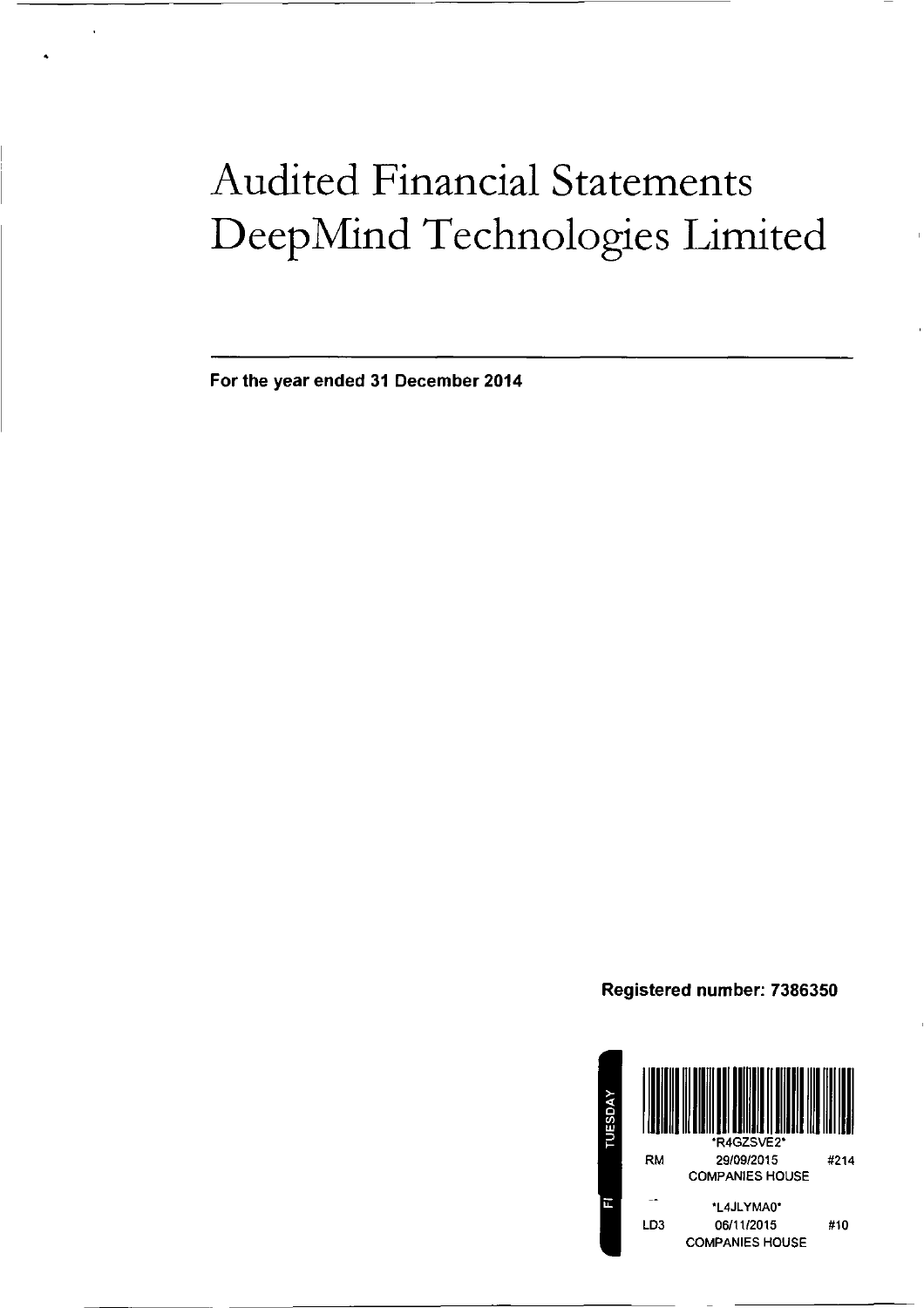# Audited Financial Statements
# DeepMind Technologies Limited

**For the year ended 31 December 2014**

**Registered number: 7386350**

TUESDAY

*R4GZSVE2*

RM 29/09/2015 #214
COMPANIES HOUSE

FI

*L4JLYMA0*

LD3 06/11/2015 #10
COMPANIES HOUSE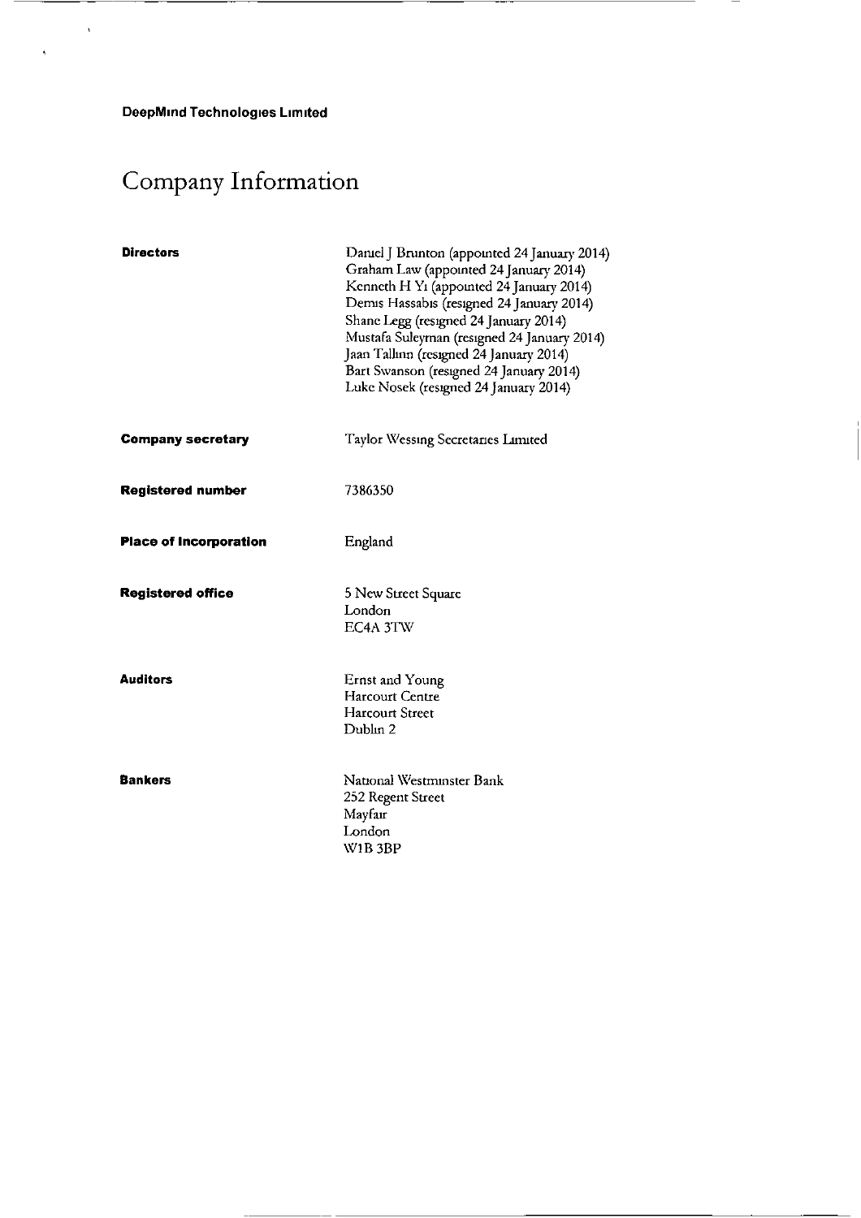**DeepMind Technologies Limited**

# Company Information

| | |
|---|---|
| **Directors** | Daniel J Brunton (appointed 24 January 2014)<br>Graham Law (appointed 24 January 2014)<br>Kenneth H Yi (appointed 24 January 2014)<br>Demis Hassabis (resigned 24 January 2014)<br>Shane Legg (resigned 24 January 2014)<br>Mustafa Suleyman (resigned 24 January 2014)<br>Jaan Tallinn (resigned 24 January 2014)<br>Bart Swanson (resigned 24 January 2014)<br>Luke Nosek (resigned 24 January 2014) |
| **Company secretary** | Taylor Wessing Secretaries Limited |
| **Registered number** | 7386350 |
| **Place of Incorporation** | England |
| **Registered office** | 5 New Street Square<br>London<br>EC4A 3TW |
| **Auditors** | Ernst and Young<br>Harcourt Centre<br>Harcourt Street<br>Dublin 2 |
| **Bankers** | National Westminster Bank<br>252 Regent Street<br>Mayfair<br>London<br>W1B 3BP |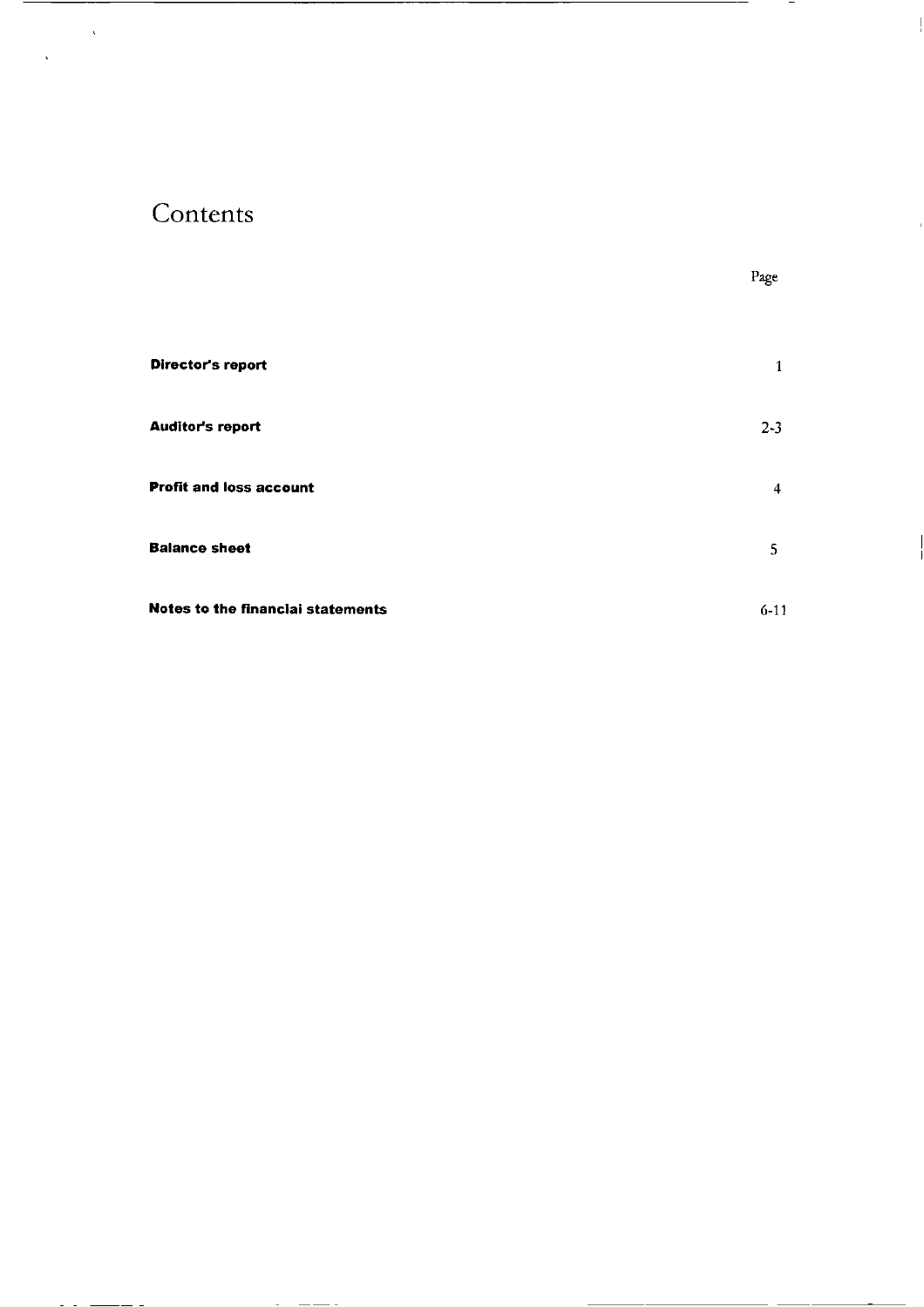# Contents

| | Page |
|---|---|
| **Director's report** | 1 |
| **Auditor's report** | 2-3 |
| **Profit and loss account** | 4 |
| **Balance sheet** | 5 |
| **Notes to the financial statements** | 6-11 |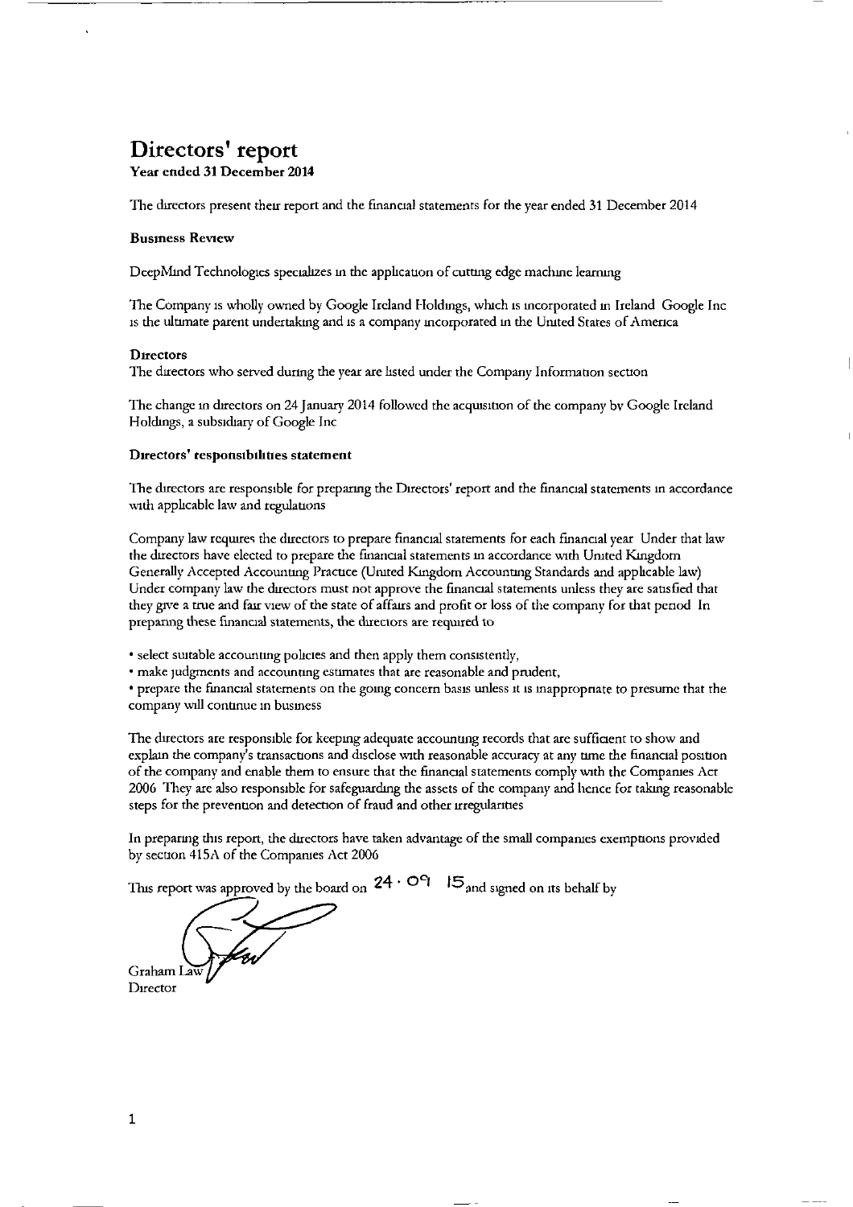# Directors' report

**Year ended 31 December 2014**

The directors present their report and the financial statements for the year ended 31 December 2014

**Business Review**

DeepMind Technologies specializes in the application of cutting edge machine learning

The Company is wholly owned by Google Ireland Holdings, which is incorporated in Ireland Google Inc is the ultimate parent undertaking and is a company incorporated in the United States of America

**Directors**

The directors who served during the year are listed under the Company Information section

The change in directors on 24 January 2014 followed the acquisition of the company by Google Ireland Holdings, a subsidiary of Google Inc

**Directors' responsibilities statement**

The directors are responsible for preparing the Directors' report and the financial statements in accordance with applicable law and regulations

Company law requires the directors to prepare financial statements for each financial year Under that law the directors have elected to prepare the financial statements in accordance with United Kingdom Generally Accepted Accounting Practice (United Kingdom Accounting Standards and applicable law) Under company law the directors must not approve the financial statements unless they are satisfied that they give a true and fair view of the state of affairs and profit or loss of the company for that period In preparing these financial statements, the directors are required to

- select suitable accounting policies and then apply them consistently,
- make judgments and accounting estimates that are reasonable and prudent,
- prepare the financial statements on the going concern basis unless it is inappropriate to presume that the company will continue in business

The directors are responsible for keeping adequate accounting records that are sufficient to show and explain the company's transactions and disclose with reasonable accuracy at any time the financial position of the company and enable them to ensure that the financial statements comply with the Companies Act 2006 They are also responsible for safeguarding the assets of the company and hence for taking reasonable steps for the prevention and detection of fraud and other irregularities

In preparing this report, the directors have taken advantage of the small companies exemptions provided by section 415A of the Companies Act 2006

This report was approved by the board on 24 · 09 15 and signed on its behalf by

Graham Law
Director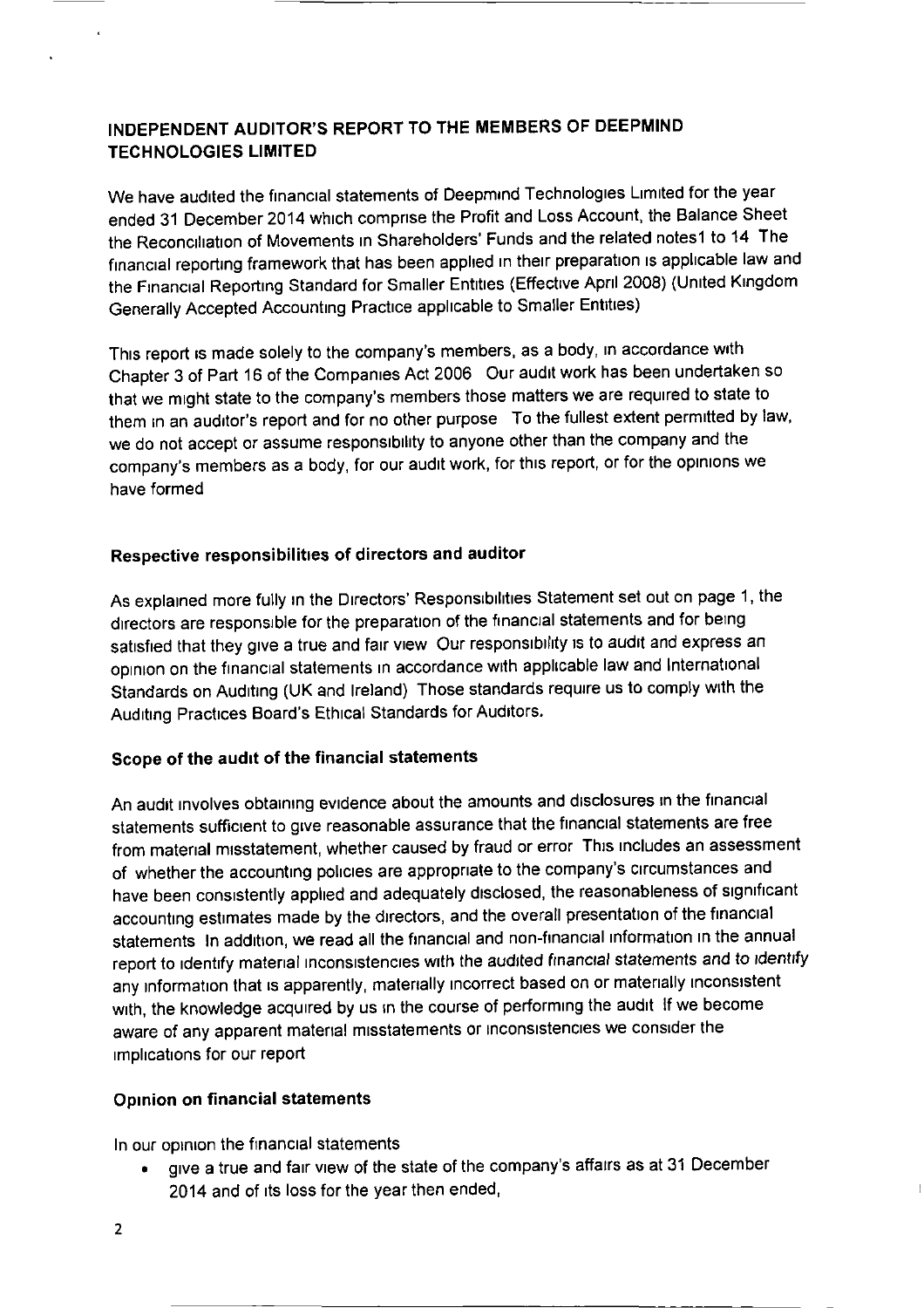## INDEPENDENT AUDITOR'S REPORT TO THE MEMBERS OF DEEPMIND TECHNOLOGIES LIMITED

We have audited the financial statements of Deepmind Technologies Limited for the year ended 31 December 2014 which comprise the Profit and Loss Account, the Balance Sheet the Reconciliation of Movements in Shareholders' Funds and the related notes1 to 14 The financial reporting framework that has been applied in their preparation is applicable law and the Financial Reporting Standard for Smaller Entities (Effective April 2008) (United Kingdom Generally Accepted Accounting Practice applicable to Smaller Entities)

This report is made solely to the company's members, as a body, in accordance with Chapter 3 of Part 16 of the Companies Act 2006 Our audit work has been undertaken so that we might state to the company's members those matters we are required to state to them in an auditor's report and for no other purpose To the fullest extent permitted by law, we do not accept or assume responsibility to anyone other than the company and the company's members as a body, for our audit work, for this report, or for the opinions we have formed

### Respective responsibilities of directors and auditor

As explained more fully in the Directors' Responsibilities Statement set out on page 1, the directors are responsible for the preparation of the financial statements and for being satisfied that they give a true and fair view Our responsibility is to audit and express an opinion on the financial statements in accordance with applicable law and International Standards on Auditing (UK and Ireland) Those standards require us to comply with the Auditing Practices Board's Ethical Standards for Auditors.

### Scope of the audit of the financial statements

An audit involves obtaining evidence about the amounts and disclosures in the financial statements sufficient to give reasonable assurance that the financial statements are free from material misstatement, whether caused by fraud or error This includes an assessment of whether the accounting policies are appropriate to the company's circumstances and have been consistently applied and adequately disclosed, the reasonableness of significant accounting estimates made by the directors, and the overall presentation of the financial statements In addition, we read all the financial and non-financial information in the annual report to identify material inconsistencies with the audited financial statements and to identify any information that is apparently, materially incorrect based on or materially inconsistent with, the knowledge acquired by us in the course of performing the audit If we become aware of any apparent material misstatements or inconsistencies we consider the implications for our report

### Opinion on financial statements

In our opinion the financial statements

- give a true and fair view of the state of the company's affairs as at 31 December 2014 and of its loss for the year then ended,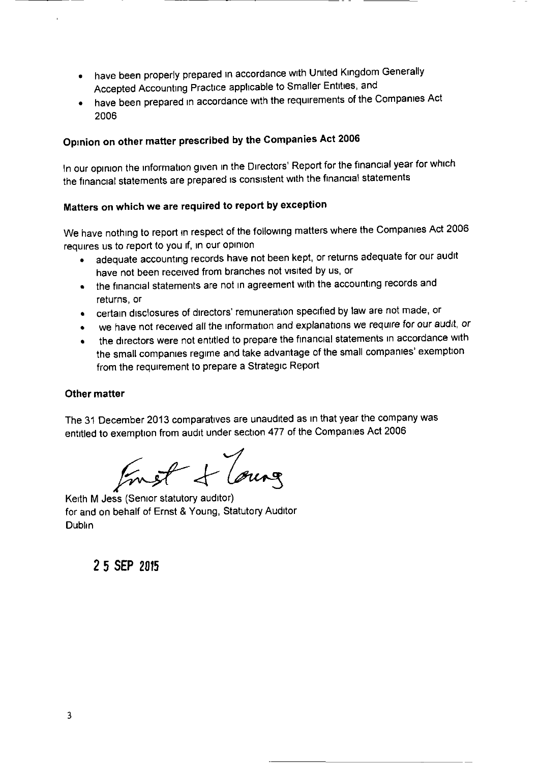- have been properly prepared in accordance with United Kingdom Generally Accepted Accounting Practice applicable to Smaller Entities, and
- have been prepared in accordance with the requirements of the Companies Act 2006

### Opinion on other matter prescribed by the Companies Act 2006

In our opinion the information given in the Directors' Report for the financial year for which the financial statements are prepared is consistent with the financial statements

### Matters on which we are required to report by exception

We have nothing to report in respect of the following matters where the Companies Act 2006 requires us to report to you if, in our opinion

- adequate accounting records have not been kept, or returns adequate for our audit have not been received from branches not visited by us, or
- the financial statements are not in agreement with the accounting records and returns, or
- certain disclosures of directors' remuneration specified by law are not made, or
- we have not received all the information and explanations we require for our audit, or
- the directors were not entitled to prepare the financial statements in accordance with the small companies regime and take advantage of the small companies' exemption from the requirement to prepare a Strategic Report

### Other matter

The 31 December 2013 comparatives are unaudited as in that year the company was entitled to exemption from audit under section 477 of the Companies Act 2006

Ernst & Young

Keith M Jess (Senior statutory auditor)
for and on behalf of Ernst & Young, Statutory Auditor
Dublin

**25 SEP 2015**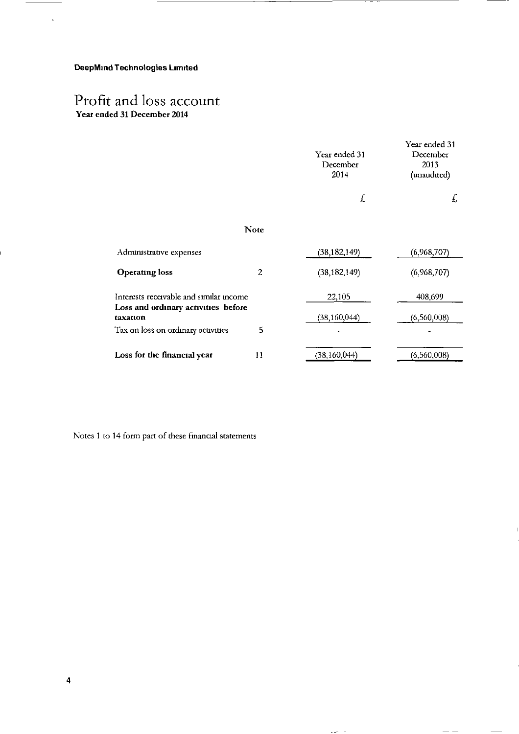**DeepMind Technologies Limited**

# Profit and loss account

**Year ended 31 December 2014**

| | Note | Year ended 31 December 2014 | Year ended 31 December 2013 (unaudited) |
|---|---|---|---|
| | | £ | £ |
| Administrative expenses | | (38,182,149) | (6,968,707) |
| **Operating loss** | 2 | (38,182,149) | (6,968,707) |
| Interests receivable and similar income | | 22,105 | 408,699 |
| **Loss and ordinary activities before taxation** | | (38,160,044) | (6,560,008) |
| Tax on loss on ordinary activities | 5 | - | - |
| **Loss for the financial year** | 11 | (38,160,044) | (6,560,008) |

Notes 1 to 14 form part of these financial statements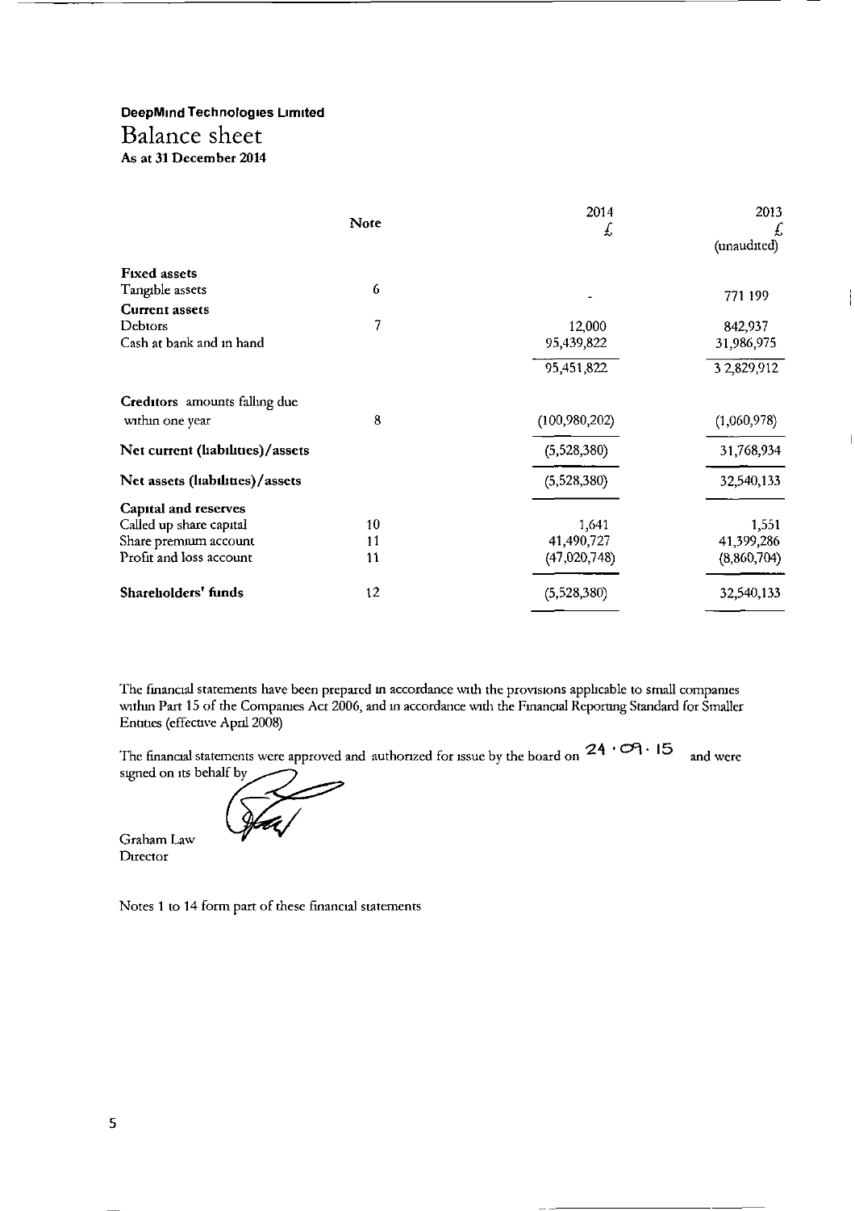**DeepMind Technologies Limited**

# Balance sheet

**As at 31 December 2014**

| | Note | 2014 £ | 2013 £ (unaudited) |
|---|---|---|---|
| **Fixed assets** | | | |
| Tangible assets | 6 | - | 771 199 |
| **Current assets** | | | |
| Debtors | 7 | 12,000 | 842,937 |
| Cash at bank and in hand | | 95,439,822 | 31,986,975 |
| | | 95,451,822 | 3 2,829,912 |
| **Creditors** amounts falling due within one year | 8 | (100,980,202) | (1,060,978) |
| **Net current (liabilities)/assets** | | (5,528,380) | 31,768,934 |
| **Net assets (liabilities)/assets** | | (5,528,380) | 32,540,133 |
| **Capital and reserves** | | | |
| Called up share capital | 10 | 1,641 | 1,551 |
| Share premium account | 11 | 41,490,727 | 41,399,286 |
| Profit and loss account | 11 | (47,020,748) | (8,860,704) |
| **Shareholders' funds** | 12 | (5,528,380) | 32,540,133 |

The financial statements have been prepared in accordance with the provisions applicable to small companies within Part 15 of the Companies Act 2006, and in accordance with the Financial Reporting Standard for Smaller Entities (effective April 2008)

The financial statements were approved and authorized for issue by the board on 24 · 09 · 15 and were signed on its behalf by

Graham Law
Director

Notes 1 to 14 form part of these financial statements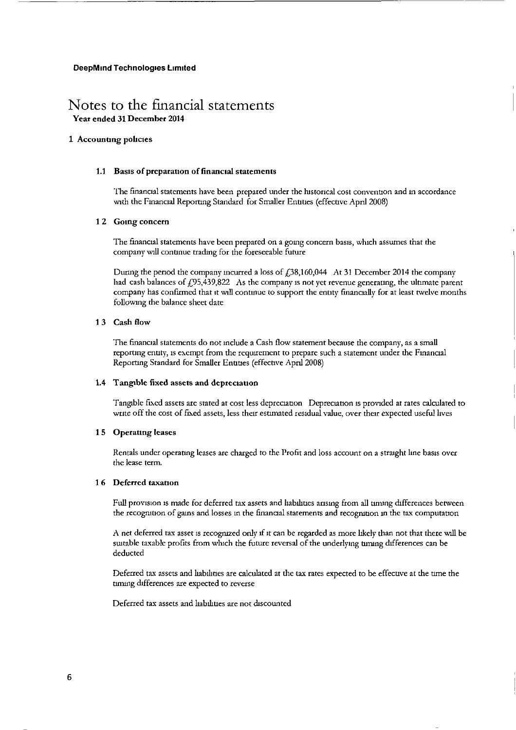**DeepMind Technologies Limited**

# Notes to the financial statements

**Year ended 31 December 2014**

## 1 Accounting policies

### 1.1 Basis of preparation of financial statements

The financial statements have been prepared under the historical cost convention and in accordance with the Financial Reporting Standard for Smaller Entities (effective April 2008)

### 1 2 Going concern

The financial statements have been prepared on a going concern basis, which assumes that the company will continue trading for the foreseeable future

During the period the company incurred a loss of £38,160,044 At 31 December 2014 the company had cash balances of £95,439,822 As the company is not yet revenue generating, the ultimate parent company has confirmed that it will continue to support the entity financially for at least twelve months following the balance sheet date

### 1 3 Cash flow

The financial statements do not include a Cash flow statement because the company, as a small reporting entity, is exempt from the requirement to prepare such a statement under the Financial Reporting Standard for Smaller Entities (effective April 2008)

### 1.4 Tangible fixed assets and depreciation

Tangible fixed assets are stated at cost less depreciation Depreciation is provided at rates calculated to write off the cost of fixed assets, less their estimated residual value, over their expected useful lives

### 1 5 Operating leases

Rentals under operating leases are charged to the Profit and loss account on a straight line basis over the lease term.

### 1 6 Deferred taxation

Full provision is made for deferred tax assets and liabilities arising from all timing differences between the recognition of gains and losses in the financial statements and recognition in the tax computation

A net deferred tax asset is recognized only if it can be regarded as more likely than not that there will be suitable taxable profits from which the future reversal of the underlying timing differences can be deducted

Deferred tax assets and liabilities are calculated at the tax rates expected to be effective at the time the timing differences are expected to reverse

Deferred tax assets and liabilities are not discounted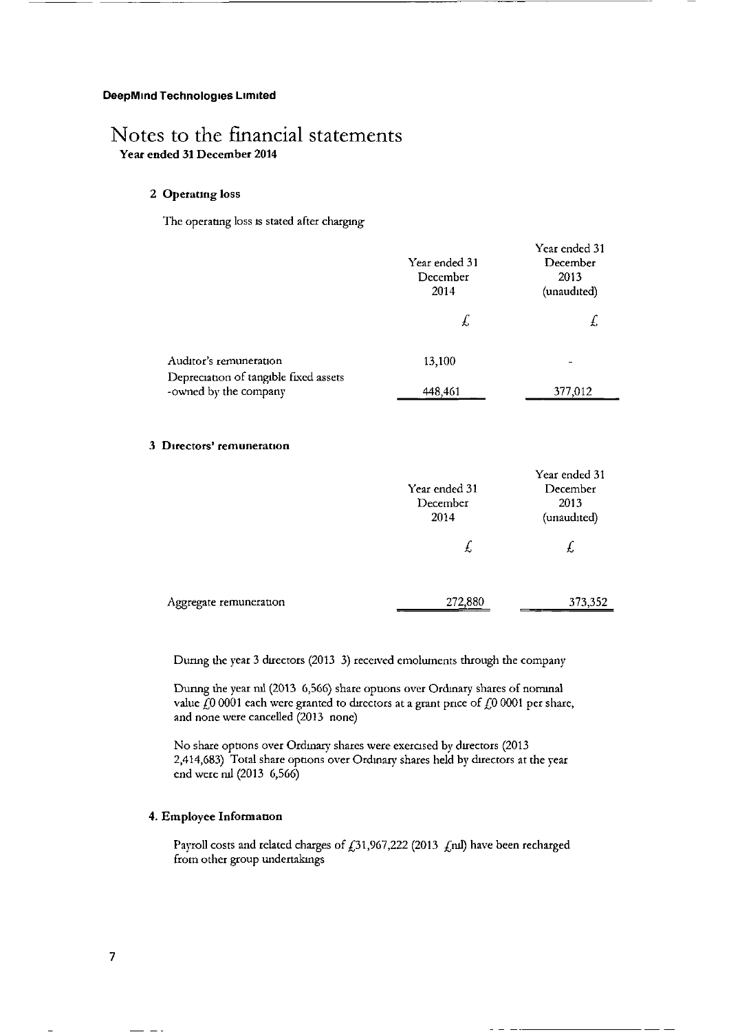**DeepMind Technologies Limited**

# Notes to the financial statements

**Year ended 31 December 2014**

## 2 Operating loss

The operating loss is stated after charging

| | Year ended 31 December 2014 | Year ended 31 December 2013 (unaudited) |
|---|---|---|
| | £ | £ |
| Auditor's remuneration | 13,100 | - |
| Depreciation of tangible fixed assets -owned by the company | 448,461 | 377,012 |

## 3 Directors' remuneration

| | Year ended 31 December 2014 | Year ended 31 December 2013 (unaudited) |
|---|---|---|
| | £ | £ |
| Aggregate remuneration | 272,880 | 373,352 |

During the year 3 directors (2013 3) received emoluments through the company

During the year nil (2013 6,566) share options over Ordinary shares of nominal value £0 0001 each were granted to directors at a grant price of £0 0001 per share, and none were cancelled (2013 none)

No share options over Ordinary shares were exercised by directors (2013 2,414,683) Total share options over Ordinary shares held by directors at the year end were nil (2013 6,566)

## 4. Employee Information

Payroll costs and related charges of £31,967,222 (2013 £nil) have been recharged from other group undertakings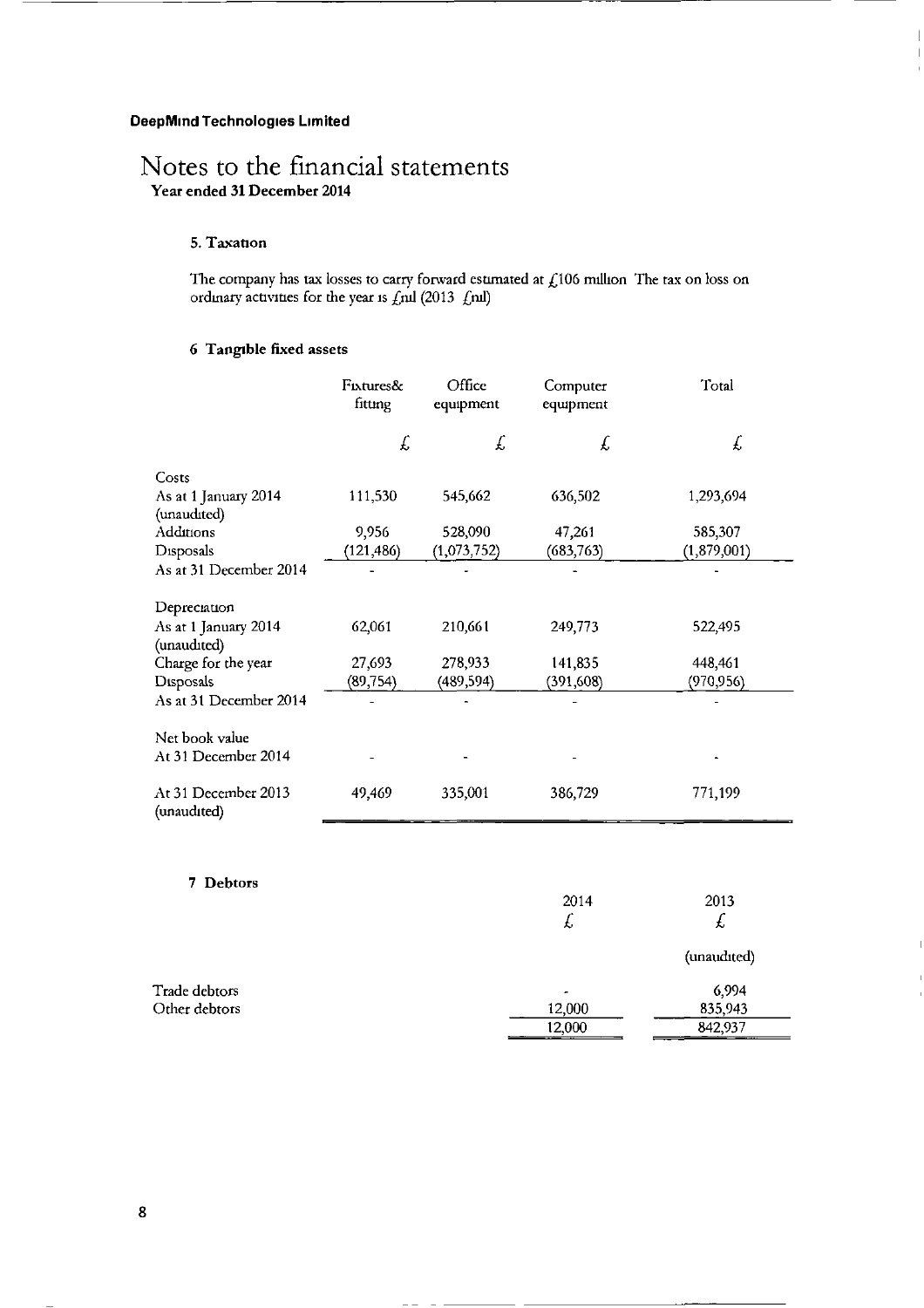**DeepMind Technologies Limited**

# Notes to the financial statements

**Year ended 31 December 2014**

### 5. Taxation

The company has tax losses to carry forward estimated at £106 million The tax on loss on ordinary activities for the year is £nil (2013 £nil)

### 6 Tangible fixed assets

| | Fixtures& fitting | Office equipment | Computer equipment | Total |
|---|---|---|---|---|
| | £ | £ | £ | £ |
| Costs | | | | |
| As at 1 January 2014 (unaudited) | 111,530 | 545,662 | 636,502 | 1,293,694 |
| Additions | 9,956 | 528,090 | 47,261 | 585,307 |
| Disposals | (121,486) | (1,073,752) | (683,763) | (1,879,001) |
| As at 31 December 2014 | - | - | - | - |
| Depreciation | | | | |
| As at 1 January 2014 (unaudited) | 62,061 | 210,661 | 249,773 | 522,495 |
| Charge for the year | 27,693 | 278,933 | 141,835 | 448,461 |
| Disposals | (89,754) | (489,594) | (391,608) | (970,956) |
| As at 31 December 2014 | - | - | - | - |
| Net book value | | | | |
| At 31 December 2014 | - | - | - | - |
| At 31 December 2013 (unaudited) | 49,469 | 335,001 | 386,729 | 771,199 |

### 7 Debtors

| | 2014 | 2013 |
|---|---|---|
| | £ | £ |
| | | (unaudited) |
| Trade debtors | - | 6,994 |
| Other debtors | 12,000 | 835,943 |
| | 12,000 | 842,937 |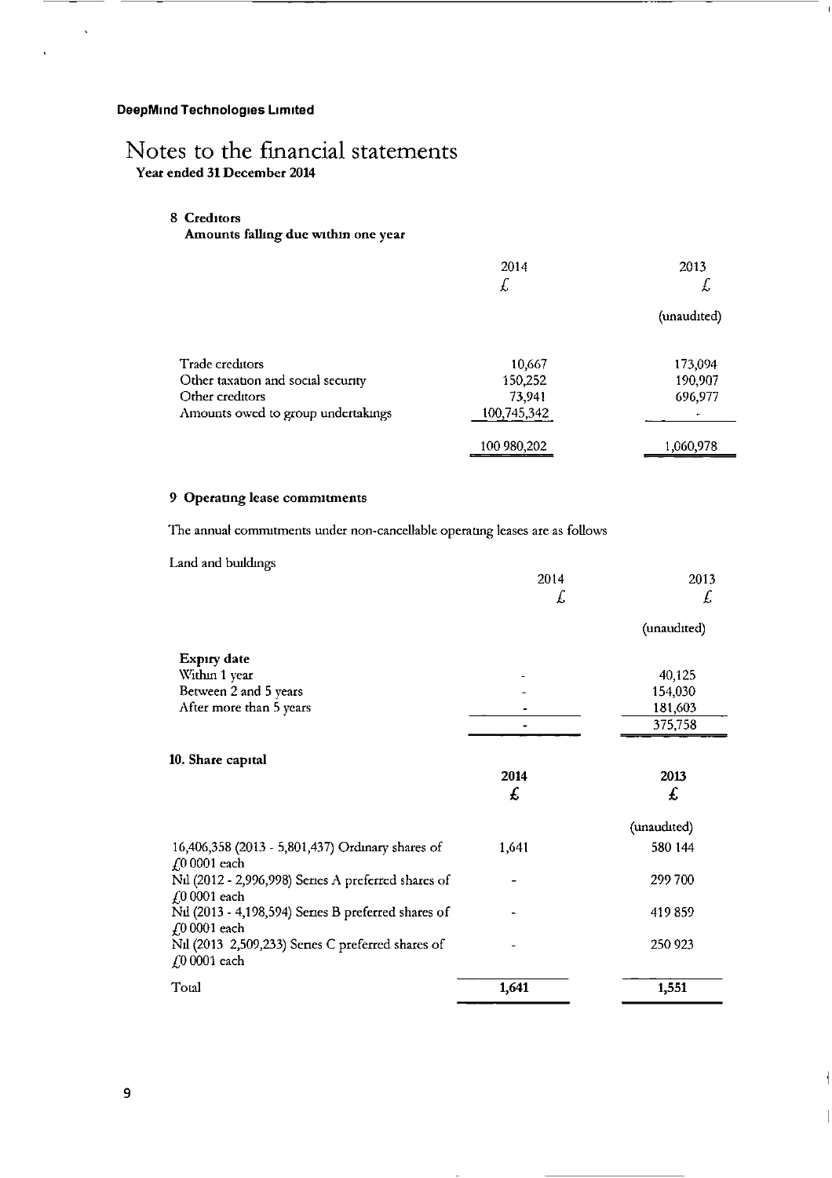**DeepMind Technologies Limited**

# Notes to the financial statements

**Year ended 31 December 2014**

## 8 Creditors

**Amounts falling due within one year**

| | 2014 | 2013 |
|---|---|---|
| | £ | £ |
| | | (unaudited) |
| Trade creditors | 10,667 | 173,094 |
| Other taxation and social security | 150,252 | 190,907 |
| Other creditors | 73,941 | 696,977 |
| Amounts owed to group undertakings | 100,745,342 | - |
| | 100 980,202 | 1,060,978 |

## 9 Operating lease commitments

The annual commitments under non-cancellable operating leases are as follows

Land and buildings

| | 2014 | 2013 |
|---|---|---|
| | £ | £ |
| | | (unaudited) |
| **Expiry date** | | |
| Within 1 year | - | 40,125 |
| Between 2 and 5 years | - | 154,030 |
| After more than 5 years | - | 181,603 |
| | - | 375,758 |

## 10. Share capital

| | **2014** | **2013** |
|---|---|---|
| | **£** | **£** |
| | | (unaudited) |
| 16,406,358 (2013 - 5,801,437) Ordinary shares of £0 0001 each | 1,641 | 580 144 |
| Nil (2012 - 2,996,998) Series A preferred shares of £0 0001 each | - | 299 700 |
| Nil (2013 - 4,198,594) Series B preferred shares of £0 0001 each | - | 419 859 |
| Nil (2013 2,509,233) Series C preferred shares of £0 0001 each | - | 250 923 |
| Total | **1,641** | **1,551** |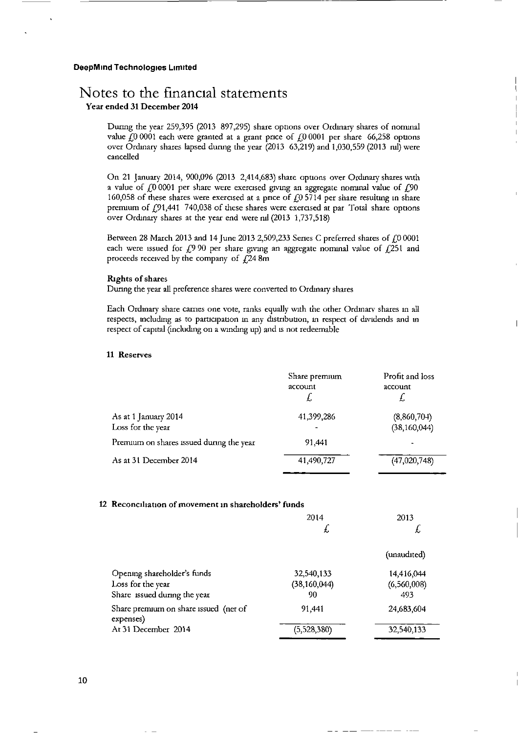**DeepMind Technologies Limited**

# Notes to the financial statements

**Year ended 31 December 2014**

During the year 259,395 (2013 897,295) share options over Ordinary shares of nominal value £0 0001 each were granted at a grant price of £0 0001 per share 66,258 options over Ordinary shares lapsed during the year (2013 63,219) and 1,030,559 (2013 nil) were cancelled

On 21 January 2014, 900,096 (2013 2,414,683) share options over Ordinary shares with a value of £0 0001 per share were exercised giving an aggregate nominal value of £90 160,058 of these shares were exercised at a price of £0 5714 per share resulting in share premium of £91,441 740,038 of these shares were exercised at par Total share options over Ordinary shares at the year end were nil (2013 1,737,518)

Between 28 March 2013 and 14 June 2013 2,509,233 Series C preferred shares of £0 0001 each were issued for £9 90 per share giving an aggregate nominal value of £251 and proceeds received by the company of £24 8m

**Rights of shares**

During the year all preference shares were converted to Ordinary shares

Each Ordinary share carries one vote, ranks equally with the other Ordinary shares in all respects, including as to participation in any distribution, in respect of dividends and in respect of capital (including on a winding up) and is not redeemable

**11 Reserves**

| | Share premium account £ | Profit and loss account £ |
|---|---|---|
| As at 1 January 2014 | 41,399,286 | (8,860,704) |
| Loss for the year | - | (38,160,044) |
| Premium on shares issued during the year | 91,441 | - |
| As at 31 December 2014 | 41,490,727 | (47,020,748) |

**12 Reconciliation of movement in shareholders' funds**

| | 2014 £ | 2013 £ (unaudited) |
|---|---|---|
| Opening shareholder's funds | 32,540,133 | 14,416,044 |
| Loss for the year | (38,160,044) | (6,560,008) |
| Share issued during the year | 90 | 493 |
| Share premium on share issued (net of expenses) | 91,441 | 24,683,604 |
| At 31 December 2014 | (5,528,380) | 32,540,133 |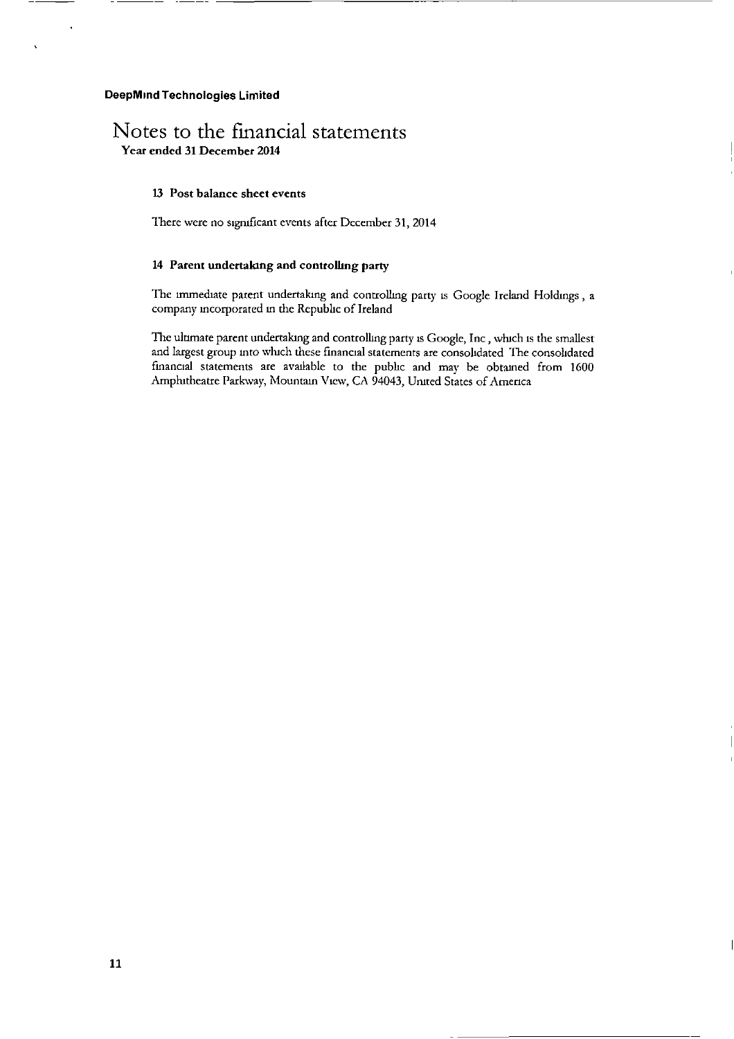**DeepMind Technologies Limited**

# Notes to the financial statements

**Year ended 31 December 2014**

### 13 Post balance sheet events

There were no significant events after December 31, 2014

### 14 Parent undertaking and controlling party

The immediate parent undertaking and controlling party is Google Ireland Holdings , a company incorporated in the Republic of Ireland

The ultimate parent undertaking and controlling party is Google, Inc , which is the smallest and largest group into which these financial statements are consolidated The consolidated financial statements are available to the public and may be obtained from 1600 Amphitheatre Parkway, Mountain View, CA 94043, United States of America